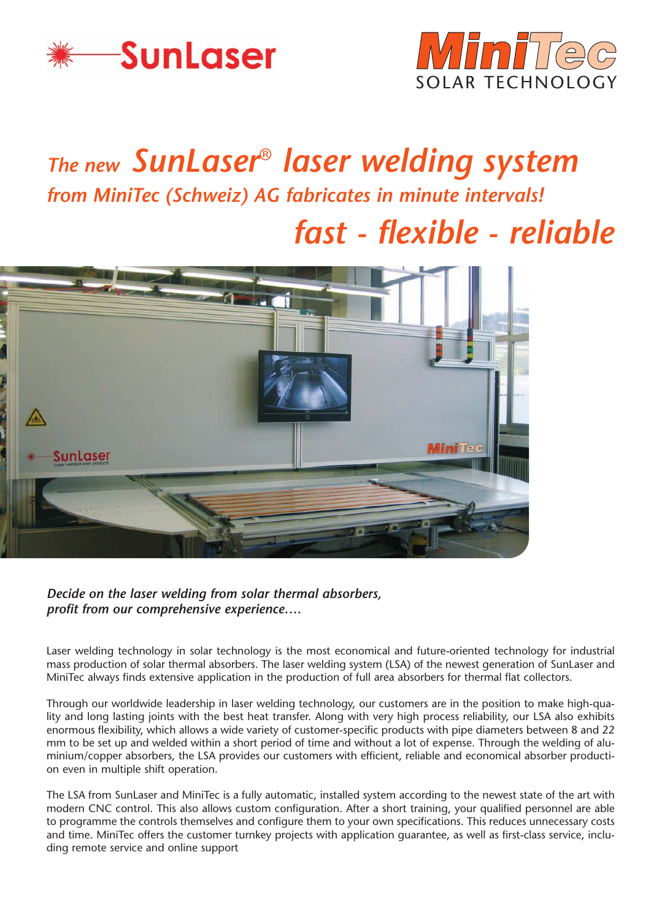SunLaser

MiniTec
SOLAR TECHNOLOGY

# *The new SunLaser® laser welding system*

## *from MiniTec (Schweiz) AG fabricates in minute intervals!*

## *fast - flexible - reliable*

***Decide on the laser welding from solar thermal absorbers, profit from our comprehensive experience….***

Laser welding technology in solar technology is the most economical and future-oriented technology for industrial mass production of solar thermal absorbers. The laser welding system (LSA) of the newest generation of SunLaser and MiniTec always finds extensive application in the production of full area absorbers for thermal flat collectors.

Through our worldwide leadership in laser welding technology, our customers are in the position to make high-quality and long lasting joints with the best heat transfer. Along with very high process reliability, our LSA also exhibits enormous flexibility, which allows a wide variety of customer-specific products with pipe diameters between 8 and 22 mm to be set up and welded within a short period of time and without a lot of expense. Through the welding of aluminium/copper absorbers, the LSA provides our customers with efficient, reliable and economical absorber production even in multiple shift operation.

The LSA from SunLaser and MiniTec is a fully automatic, installed system according to the newest state of the art with modern CNC control. This also allows custom configuration. After a short training, your qualified personnel are able to programme the controls themselves and configure them to your own specifications. This reduces unnecessary costs and time. MiniTec offers the customer turnkey projects with application guarantee, as well as first-class service, including remote service and online support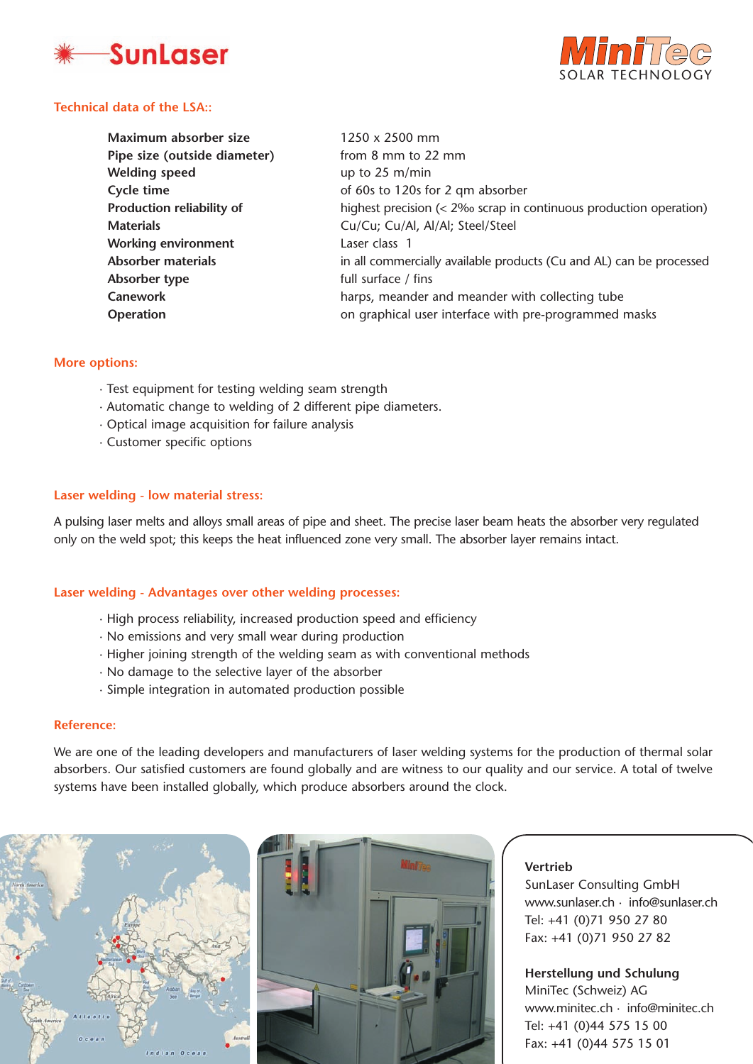SunLaser

MiniTec SOLAR TECHNOLOGY

## Technical data of the LSA::

| | |
|---|---|
| **Maximum absorber size** | 1250 x 2500 mm |
| **Pipe size (outside diameter)** | from 8 mm to 22 mm |
| **Welding speed** | up to 25 m/min |
| **Cycle time** | of 60s to 120s for 2 qm absorber |
| **Production reliability of** | highest precision (< 2‰ scrap in continuous production operation) |
| **Materials** | Cu/Cu; Cu/Al, Al/Al; Steel/Steel |
| **Working environment** | Laser class 1 |
| **Absorber materials** | in all commercially available products (Cu and AL) can be processed |
| **Absorber type** | full surface / fins |
| **Canework** | harps, meander and meander with collecting tube |
| **Operation** | on graphical user interface with pre-programmed masks |

## More options:

- Test equipment for testing welding seam strength
- Automatic change to welding of 2 different pipe diameters.
- Optical image acquisition for failure analysis
- Customer specific options

## Laser welding - low material stress:

A pulsing laser melts and alloys small areas of pipe and sheet. The precise laser beam heats the absorber very regulated only on the weld spot; this keeps the heat influenced zone very small. The absorber layer remains intact.

## Laser welding - Advantages over other welding processes:

- High process reliability, increased production speed and efficiency
- No emissions and very small wear during production
- Higher joining strength of the welding seam as with conventional methods
- No damage to the selective layer of the absorber
- Simple integration in automated production possible

## Reference:

We are one of the leading developers and manufacturers of laser welding systems for the production of thermal solar absorbers. Our satisfied customers are found globally and are witness to our quality and our service. A total of twelve systems have been installed globally, which produce absorbers around the clock.

**Vertrieb**
SunLaser Consulting GmbH
www.sunlaser.ch · info@sunlaser.ch
Tel: +41 (0)71 950 27 80
Fax: +41 (0)71 950 27 82

**Herstellung und Schulung**
MiniTec (Schweiz) AG
www.minitec.ch · info@minitec.ch
Tel: +41 (0)44 575 15 00
Fax: +41 (0)44 575 15 01